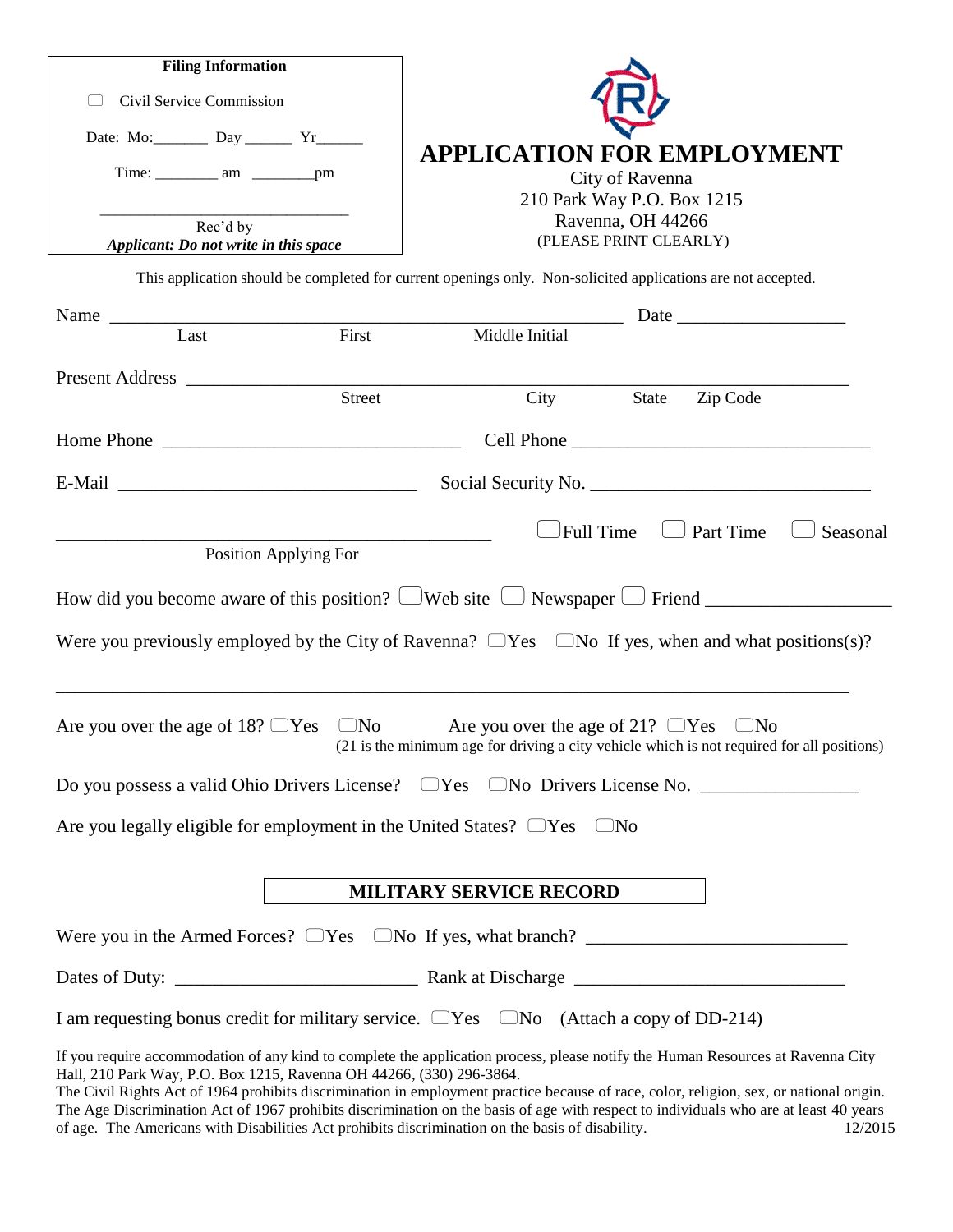**Filing Information**

☐ Civil Service Commission

Date: Mo:_______ Day ______ Yr______

Time: ________ am ________pm

______________________________
Rec'd by

***Applicant: Do not write in this space***

# APPLICATION FOR EMPLOYMENT

City of Ravenna
210 Park Way P.O. Box 1215
Ravenna, OH 44266
(PLEASE PRINT CLEARLY)

This application should be completed for current openings only. Non-solicited applications are not accepted.

Name ______________________________________________ Date _______________
Last First Middle Initial

Present Address ______________________________________________________________
Street City State Zip Code

Home Phone ___________________________ Cell Phone ___________________________

E-Mail ___________________________ Social Security No. ___________________________

________________________________________ ☐ Full Time ☐ Part Time ☐ Seasonal
Position Applying For

How did you become aware of this position? ☐ Web site ☐ Newspaper ☐ Friend _______________

Were you previously employed by the City of Ravenna? ☐ Yes ☐ No If yes, when and what positions(s)?

______________________________________________________________________________

Are you over the age of 18? ☐ Yes ☐ No Are you over the age of 21? ☐ Yes ☐ No
(21 is the minimum age for driving a city vehicle which is not required for all positions)

Do you possess a valid Ohio Drivers License? ☐ Yes ☐ No Drivers License No. _______________

Are you legally eligible for employment in the United States? ☐ Yes ☐ No

## MILITARY SERVICE RECORD

Were you in the Armed Forces? ☐ Yes ☐ No If yes, what branch? _______________________

Dates of Duty: _______________________ Rank at Discharge _______________________

I am requesting bonus credit for military service. ☐ Yes ☐ No (Attach a copy of DD-214)

If you require accommodation of any kind to complete the application process, please notify the Human Resources at Ravenna City Hall, 210 Park Way, P.O. Box 1215, Ravenna OH 44266, (330) 296-3864.
The Civil Rights Act of 1964 prohibits discrimination in employment practice because of race, color, religion, sex, or national origin. The Age Discrimination Act of 1967 prohibits discrimination on the basis of age with respect to individuals who are at least 40 years of age. The Americans with Disabilities Act prohibits discrimination on the basis of disability. 12/2015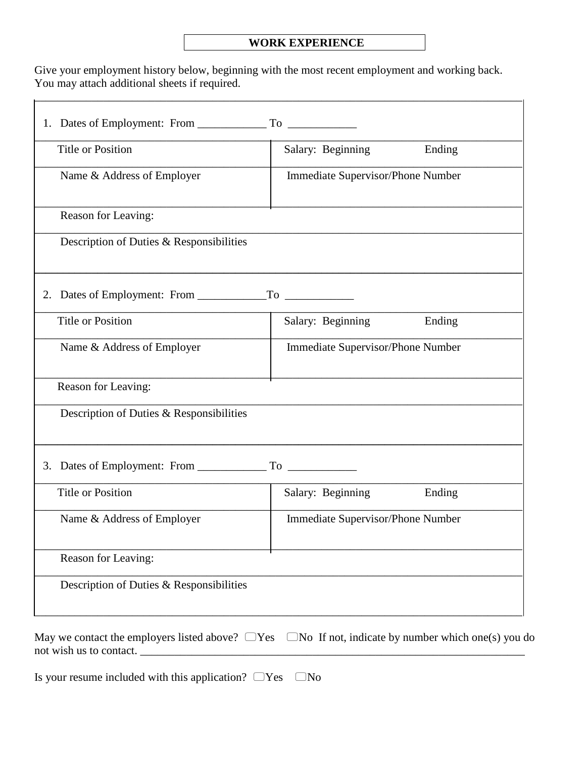## WORK EXPERIENCE

Give your employment history below, beginning with the most recent employment and working back. You may attach additional sheets if required.

| 1. Dates of Employment: From ____________ To ____________ | |
|---|---|
| Title or Position | Salary: Beginning Ending |
| Name & Address of Employer | Immediate Supervisor/Phone Number |
| Reason for Leaving: | |
| Description of Duties & Responsibilities | |
| **2. Dates of Employment: From ____________To ____________** | |
| Title or Position | Salary: Beginning Ending |
| Name & Address of Employer | Immediate Supervisor/Phone Number |
| Reason for Leaving: | |
| Description of Duties & Responsibilities | |
| **3. Dates of Employment: From ____________ To ____________** | |
| Title or Position | Salary: Beginning Ending |
| Name & Address of Employer | Immediate Supervisor/Phone Number |
| Reason for Leaving: | |
| Description of Duties & Responsibilities | |

May we contact the employers listed above? ☐Yes ☐No If not, indicate by number which one(s) you do not wish us to contact. ______________________________________________________________________

Is your resume included with this application? ☐Yes ☐No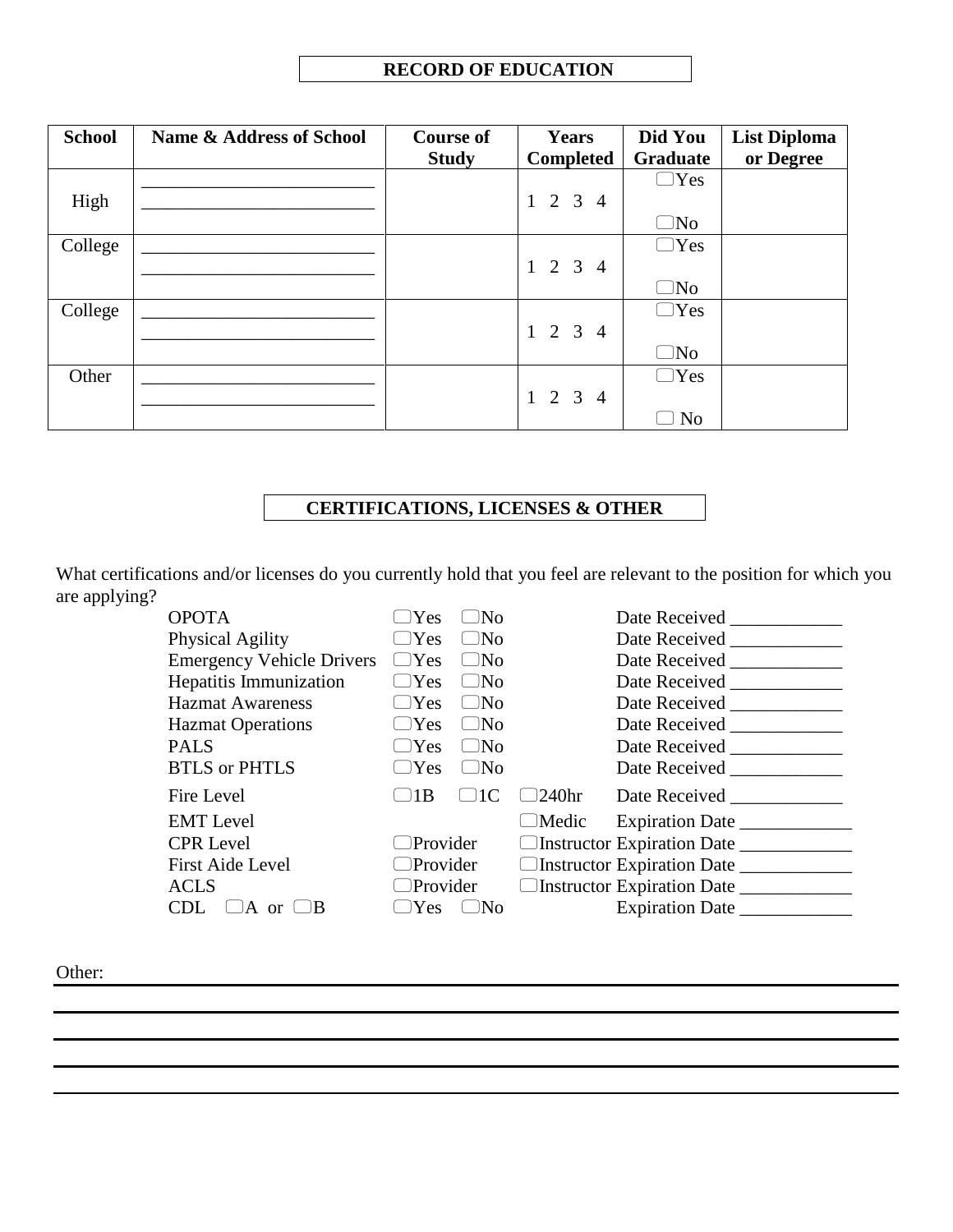## RECORD OF EDUCATION

| School | Name & Address of School | Course of Study | Years Completed | Did You Graduate | List Diploma or Degree |
|---|---|---|---|---|---|
| High | ________________________ ________________________ | | 1 2 3 4 | ☐Yes ☐No | |
| College | ________________________ ________________________ | | 1 2 3 4 | ☐Yes ☐No | |
| College | ________________________ ________________________ | | 1 2 3 4 | ☐Yes ☐No | |
| Other | ________________________ ________________________ | | 1 2 3 4 | ☐Yes ☐ No | |

## CERTIFICATIONS, LICENSES & OTHER

What certifications and/or licenses do you currently hold that you feel are relevant to the position for which you are applying?

| | | | |
|---|---|---|---|
| OPOTA | ☐Yes ☐No | | Date Received ____________ |
| Physical Agility | ☐Yes ☐No | | Date Received ____________ |
| Emergency Vehicle Drivers | ☐Yes ☐No | | Date Received ____________ |
| Hepatitis Immunization | ☐Yes ☐No | | Date Received ____________ |
| Hazmat Awareness | ☐Yes ☐No | | Date Received ____________ |
| Hazmat Operations | ☐Yes ☐No | | Date Received ____________ |
| PALS | ☐Yes ☐No | | Date Received ____________ |
| BTLS or PHTLS | ☐Yes ☐No | | Date Received ____________ |
| Fire Level | ☐1B ☐1C | ☐240hr | Date Received ____________ |
| EMT Level | | ☐Medic | Expiration Date ____________ |
| CPR Level | ☐Provider | ☐Instructor | Expiration Date ____________ |
| First Aide Level | ☐Provider | ☐Instructor | Expiration Date ____________ |
| ACLS | ☐Provider | ☐Instructor | Expiration Date ____________ |
| CDL ☐A or ☐B | ☐Yes ☐No | | Expiration Date ____________ |

Other: ____________________________________________________________

______________________________________________________________________

______________________________________________________________________

______________________________________________________________________

______________________________________________________________________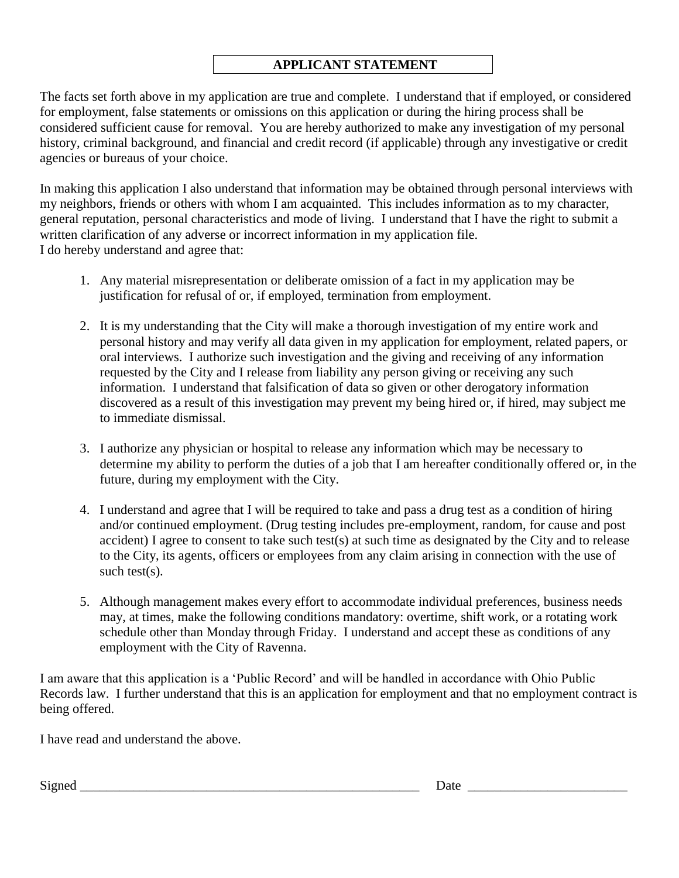## APPLICANT STATEMENT

The facts set forth above in my application are true and complete. I understand that if employed, or considered for employment, false statements or omissions on this application or during the hiring process shall be considered sufficient cause for removal. You are hereby authorized to make any investigation of my personal history, criminal background, and financial and credit record (if applicable) through any investigative or credit agencies or bureaus of your choice.

In making this application I also understand that information may be obtained through personal interviews with my neighbors, friends or others with whom I am acquainted. This includes information as to my character, general reputation, personal characteristics and mode of living. I understand that I have the right to submit a written clarification of any adverse or incorrect information in my application file.
I do hereby understand and agree that:

1. Any material misrepresentation or deliberate omission of a fact in my application may be justification for refusal of or, if employed, termination from employment.

2. It is my understanding that the City will make a thorough investigation of my entire work and personal history and may verify all data given in my application for employment, related papers, or oral interviews. I authorize such investigation and the giving and receiving of any information requested by the City and I release from liability any person giving or receiving any such information. I understand that falsification of data so given or other derogatory information discovered as a result of this investigation may prevent my being hired or, if hired, may subject me to immediate dismissal.

3. I authorize any physician or hospital to release any information which may be necessary to determine my ability to perform the duties of a job that I am hereafter conditionally offered or, in the future, during my employment with the City.

4. I understand and agree that I will be required to take and pass a drug test as a condition of hiring and/or continued employment. (Drug testing includes pre-employment, random, for cause and post accident) I agree to consent to take such test(s) at such time as designated by the City and to release to the City, its agents, officers or employees from any claim arising in connection with the use of such test(s).

5. Although management makes every effort to accommodate individual preferences, business needs may, at times, make the following conditions mandatory: overtime, shift work, or a rotating work schedule other than Monday through Friday. I understand and accept these as conditions of any employment with the City of Ravenna.

I am aware that this application is a 'Public Record' and will be handled in accordance with Ohio Public Records law. I further understand that this is an application for employment and that no employment contract is being offered.

I have read and understand the above.

Signed _____________________________________________________ Date ________________________